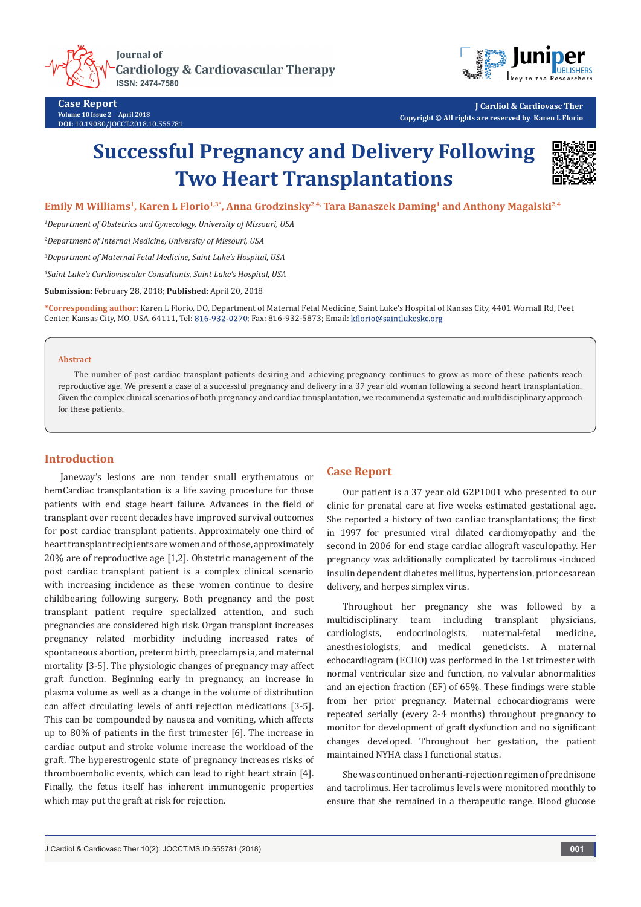# Successful Pregnancy and Delivery Following Two Heart Transplantations

**Emily M Williams[1], Karen L Florio[1,3*], Anna Grodzinsky[2,4], Tara Banaszek Daming[1] and Anthony Magalski[2,4]**

[1]*Department of Obstetrics and Gynecology, University of Missouri, USA*

[2]*Department of Internal Medicine, University of Missouri, USA*

[3]*Department of Maternal Fetal Medicine, Saint Luke's Hospital, USA*

[4]*Saint Luke's Cardiovascular Consultants, Saint Luke's Hospital, USA*

**Submission:** February 28, 2018; **Published:** April 20, 2018

**\*Corresponding author:** Karen L Florio, DO, Department of Maternal Fetal Medicine, Saint Luke's Hospital of Kansas City, 4401 Wornall Rd, Peet Center, Kansas City, MO, USA, 64111, Tel: 816-932-0270; Fax: 816-932-5873; Email: kflorio@saintlukeskc.org

## Abstract

The number of post cardiac transplant patients desiring and achieving pregnancy continues to grow as more of these patients reach reproductive age. We present a case of a successful pregnancy and delivery in a 37 year old woman following a second heart transplantation. Given the complex clinical scenarios of both pregnancy and cardiac transplantation, we recommend a systematic and multidisciplinary approach for these patients.

## Introduction

Janeway's lesions are non tender small erythematous or hemCardiac transplantation is a life saving procedure for those patients with end stage heart failure. Advances in the field of transplant over recent decades have improved survival outcomes for post cardiac transplant patients. Approximately one third of heart transplant recipients are women and of those, approximately 20% are of reproductive age [1,2]. Obstetric management of the post cardiac transplant patient is a complex clinical scenario with increasing incidence as these women continue to desire childbearing following surgery. Both pregnancy and the post transplant patient require specialized attention, and such pregnancies are considered high risk. Organ transplant increases pregnancy related morbidity including increased rates of spontaneous abortion, preterm birth, preeclampsia, and maternal mortality [3-5]. The physiologic changes of pregnancy may affect graft function. Beginning early in pregnancy, an increase in plasma volume as well as a change in the volume of distribution can affect circulating levels of anti rejection medications [3-5]. This can be compounded by nausea and vomiting, which affects up to 80% of patients in the first trimester [6]. The increase in cardiac output and stroke volume increase the workload of the graft. The hyperestrogenic state of pregnancy increases risks of thromboembolic events, which can lead to right heart strain [4]. Finally, the fetus itself has inherent immunogenic properties which may put the graft at risk for rejection.

## Case Report

Our patient is a 37 year old G2P1001 who presented to our clinic for prenatal care at five weeks estimated gestational age. She reported a history of two cardiac transplantations; the first in 1997 for presumed viral dilated cardiomyopathy and the second in 2006 for end stage cardiac allograft vasculopathy. Her pregnancy was additionally complicated by tacrolimus -induced insulin dependent diabetes mellitus, hypertension, prior cesarean delivery, and herpes simplex virus.

Throughout her pregnancy she was followed by a multidisciplinary team including transplant physicians, cardiologists, endocrinologists, maternal-fetal medicine, anesthesiologists, and medical geneticists. A maternal echocardiogram (ECHO) was performed in the 1st trimester with normal ventricular size and function, no valvular abnormalities and an ejection fraction (EF) of 65%. These findings were stable from her prior pregnancy. Maternal echocardiograms were repeated serially (every 2-4 months) throughout pregnancy to monitor for development of graft dysfunction and no significant changes developed. Throughout her gestation, the patient maintained NYHA class I functional status.

She was continued on her anti-rejection regimen of prednisone and tacrolimus. Her tacrolimus levels were monitored monthly to ensure that she remained in a therapeutic range. Blood glucose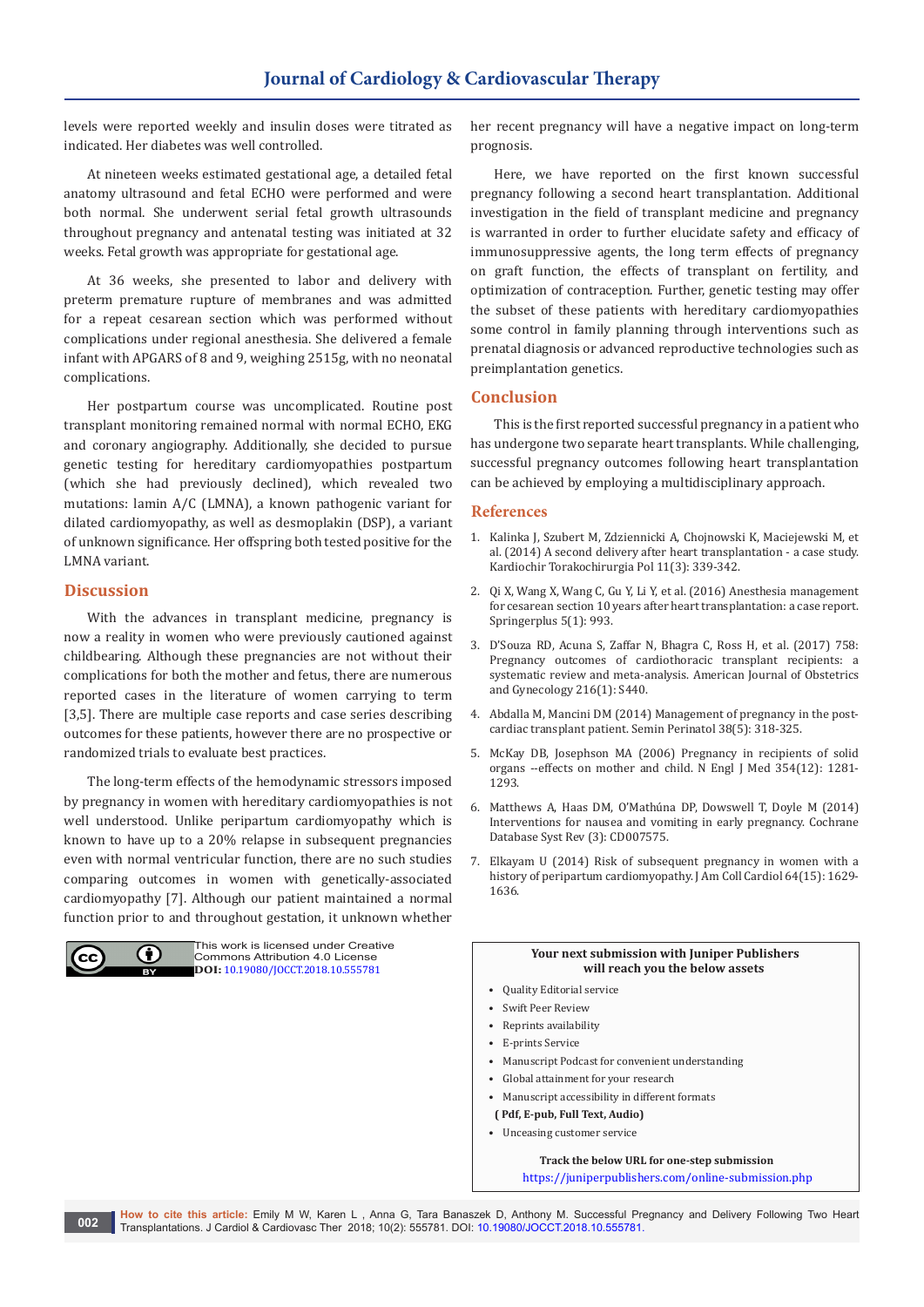levels were reported weekly and insulin doses were titrated as indicated. Her diabetes was well controlled.

At nineteen weeks estimated gestational age, a detailed fetal anatomy ultrasound and fetal ECHO were performed and were both normal. She underwent serial fetal growth ultrasounds throughout pregnancy and antenatal testing was initiated at 32 weeks. Fetal growth was appropriate for gestational age.

At 36 weeks, she presented to labor and delivery with preterm premature rupture of membranes and was admitted for a repeat cesarean section which was performed without complications under regional anesthesia. She delivered a female infant with APGARS of 8 and 9, weighing 2515g, with no neonatal complications.

Her postpartum course was uncomplicated. Routine post transplant monitoring remained normal with normal ECHO, EKG and coronary angiography. Additionally, she decided to pursue genetic testing for hereditary cardiomyopathies postpartum (which she had previously declined), which revealed two mutations: lamin A/C (LMNA), a known pathogenic variant for dilated cardiomyopathy, as well as desmoplakin (DSP), a variant of unknown significance. Her offspring both tested positive for the LMNA variant.

## Discussion

With the advances in transplant medicine, pregnancy is now a reality in women who were previously cautioned against childbearing. Although these pregnancies are not without their complications for both the mother and fetus, there are numerous reported cases in the literature of women carrying to term [3,5]. There are multiple case reports and case series describing outcomes for these patients, however there are no prospective or randomized trials to evaluate best practices.

The long-term effects of the hemodynamic stressors imposed by pregnancy in women with hereditary cardiomyopathies is not well understood. Unlike peripartum cardiomyopathy which is known to have up to a 20% relapse in subsequent pregnancies even with normal ventricular function, there are no such studies comparing outcomes in women with genetically-associated cardiomyopathy [7]. Although our patient maintained a normal function prior to and throughout gestation, it unknown whether her recent pregnancy will have a negative impact on long-term prognosis.

Here, we have reported on the first known successful pregnancy following a second heart transplantation. Additional investigation in the field of transplant medicine and pregnancy is warranted in order to further elucidate safety and efficacy of immunosuppressive agents, the long term effects of pregnancy on graft function, the effects of transplant on fertility, and optimization of contraception. Further, genetic testing may offer the subset of these patients with hereditary cardiomyopathies some control in family planning through interventions such as prenatal diagnosis or advanced reproductive technologies such as preimplantation genetics.

## Conclusion

This is the first reported successful pregnancy in a patient who has undergone two separate heart transplants. While challenging, successful pregnancy outcomes following heart transplantation can be achieved by employing a multidisciplinary approach.

## References

1. Kalinka J, Szubert M, Zdziennicki A, Chojnowski K, Maciejewski M, et al. (2014) A second delivery after heart transplantation - a case study. Kardiochir Torakochirurgia Pol 11(3): 339-342.
2. Qi X, Wang X, Wang C, Gu Y, Li Y, et al. (2016) Anesthesia management for cesarean section 10 years after heart transplantation: a case report. Springerplus 5(1): 993.
3. D'Souza RD, Acuna S, Zaffar N, Bhagra C, Ross H, et al. (2017) 758: Pregnancy outcomes of cardiothoracic transplant recipients: a systematic review and meta-analysis. American Journal of Obstetrics and Gynecology 216(1): S440.
4. Abdalla M, Mancini DM (2014) Management of pregnancy in the post-cardiac transplant patient. Semin Perinatol 38(5): 318-325.
5. McKay DB, Josephson MA (2006) Pregnancy in recipients of solid organs --effects on mother and child. N Engl J Med 354(12): 1281-1293.
6. Matthews A, Haas DM, O'Mathúna DP, Dowswell T, Doyle M (2014) Interventions for nausea and vomiting in early pregnancy. Cochrane Database Syst Rev (3): CD007575.
7. Elkayam U (2014) Risk of subsequent pregnancy in women with a history of peripartum cardiomyopathy. J Am Coll Cardiol 64(15): 1629-1636.

This work is licensed under Creative Commons Attribution 4.0 License
**DOI:** 10.19080/JOCCT.2018.10.555781

**Your next submission with Juniper Publishers will reach you the below assets**

- Quality Editorial service
- Swift Peer Review
- Reprints availability
- E-prints Service
- Manuscript Podcast for convenient understanding
- Global attainment for your research
- Manuscript accessibility in different formats
  **( Pdf, E-pub, Full Text, Audio)**
- Unceasing customer service

**Track the below URL for one-step submission**
https://juniperpublishers.com/online-submission.php

**How to cite this article:** Emily M W, Karen L , Anna G, Tara Banaszek D, Anthony M. Successful Pregnancy and Delivery Following Two Heart Transplantations. J Cardiol & Cardiovasc Ther 2018; 10(2): 555781. DOI: 10.19080/JOCCT.2018.10.555781.